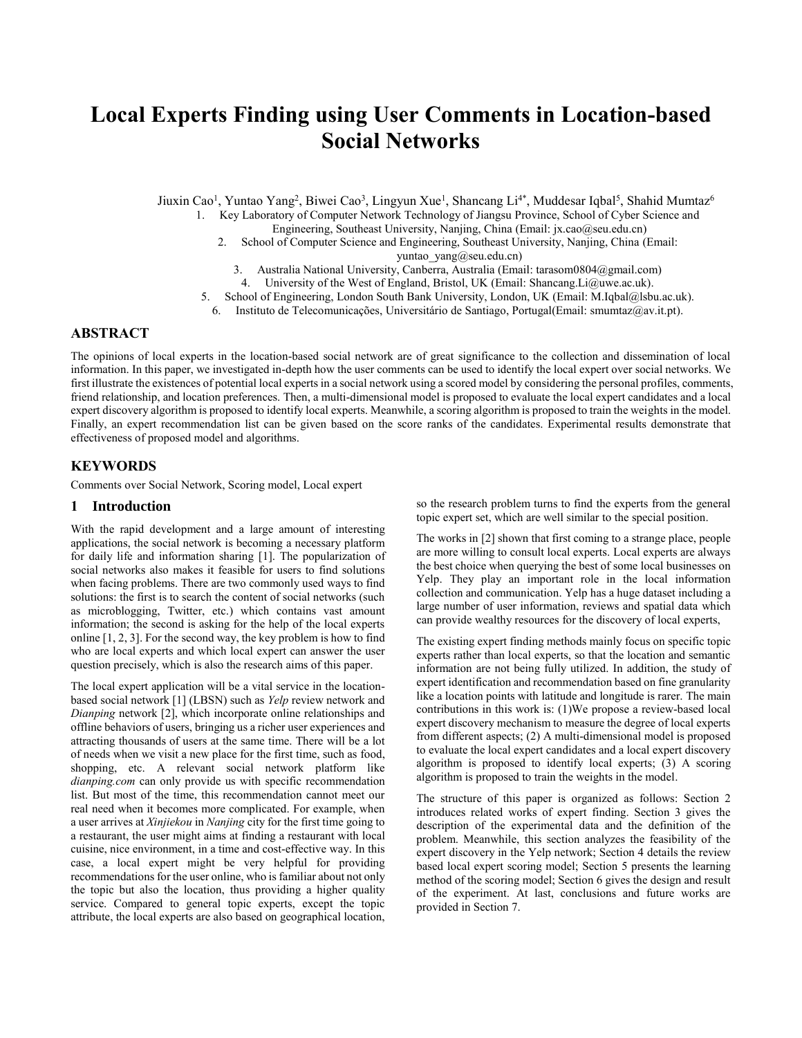# Local Experts Finding using User Comments in Location-based Social Networks

Jiuxin Cao[1], Yuntao Yang[2], Biwei Cao[3], Lingyun Xue[1], Shancang Li[4*], Muddesar Iqbal[5], Shahid Mumtaz[6]

1. Key Laboratory of Computer Network Technology of Jiangsu Province, School of Cyber Science and Engineering, Southeast University, Nanjing, China (Email: jx.cao@seu.edu.cn)
2. School of Computer Science and Engineering, Southeast University, Nanjing, China (Email: yuntao_yang@seu.edu.cn)
3. Australia National University, Canberra, Australia (Email: tarasom0804@gmail.com)
4. University of the West of England, Bristol, UK (Email: Shancang.Li@uwe.ac.uk).
5. School of Engineering, London South Bank University, London, UK (Email: M.Iqbal@lsbu.ac.uk).
6. Instituto de Telecomunicações, Universitário de Santiago, Portugal(Email: smumtaz@av.it.pt).

## ABSTRACT

The opinions of local experts in the location-based social network are of great significance to the collection and dissemination of local information. In this paper, we investigated in-depth how the user comments can be used to identify the local expert over social networks. We first illustrate the existences of potential local experts in a social network using a scored model by considering the personal profiles, comments, friend relationship, and location preferences. Then, a multi-dimensional model is proposed to evaluate the local expert candidates and a local expert discovery algorithm is proposed to identify local experts. Meanwhile, a scoring algorithm is proposed to train the weights in the model. Finally, an expert recommendation list can be given based on the score ranks of the candidates. Experimental results demonstrate that effectiveness of proposed model and algorithms.

## KEYWORDS

Comments over Social Network, Scoring model, Local expert

## 1 Introduction

With the rapid development and a large amount of interesting applications, the social network is becoming a necessary platform for daily life and information sharing [1]. The popularization of social networks also makes it feasible for users to find solutions when facing problems. There are two commonly used ways to find solutions: the first is to search the content of social networks (such as microblogging, Twitter, etc.) which contains vast amount information; the second is asking for the help of the local experts online [1, 2, 3]. For the second way, the key problem is how to find who are local experts and which local expert can answer the user question precisely, which is also the research aims of this paper.

The local expert application will be a vital service in the location-based social network [1] (LBSN) such as *Yelp* review network and *Dianping* network [2], which incorporate online relationships and offline behaviors of users, bringing us a richer user experiences and attracting thousands of users at the same time. There will be a lot of needs when we visit a new place for the first time, such as food, shopping, etc. A relevant social network platform like *dianping.com* can only provide us with specific recommendation list. But most of the time, this recommendation cannot meet our real need when it becomes more complicated. For example, when a user arrives at *Xinjiekou* in *Nanjing* city for the first time going to a restaurant, the user might aims at finding a restaurant with local cuisine, nice environment, in a time and cost-effective way. In this case, a local expert might be very helpful for providing recommendations for the user online, who is familiar about not only the topic but also the location, thus providing a higher quality service. Compared to general topic experts, except the topic attribute, the local experts are also based on geographical location, so the research problem turns to find the experts from the general topic expert set, which are well similar to the special position.

The works in [2] shown that first coming to a strange place, people are more willing to consult local experts. Local experts are always the best choice when querying the best of some local businesses on Yelp. They play an important role in the local information collection and communication. Yelp has a huge dataset including a large number of user information, reviews and spatial data which can provide wealthy resources for the discovery of local experts,

The existing expert finding methods mainly focus on specific topic experts rather than local experts, so that the location and semantic information are not being fully utilized. In addition, the study of expert identification and recommendation based on fine granularity like a location points with latitude and longitude is rarer. The main contributions in this work is: (1)We propose a review-based local expert discovery mechanism to measure the degree of local experts from different aspects; (2) A multi-dimensional model is proposed to evaluate the local expert candidates and a local expert discovery algorithm is proposed to identify local experts; (3) A scoring algorithm is proposed to train the weights in the model.

The structure of this paper is organized as follows: Section 2 introduces related works of expert finding. Section 3 gives the description of the experimental data and the definition of the problem. Meanwhile, this section analyzes the feasibility of the expert discovery in the Yelp network; Section 4 details the review based local expert scoring model; Section 5 presents the learning method of the scoring model; Section 6 gives the design and result of the experiment. At last, conclusions and future works are provided in Section 7.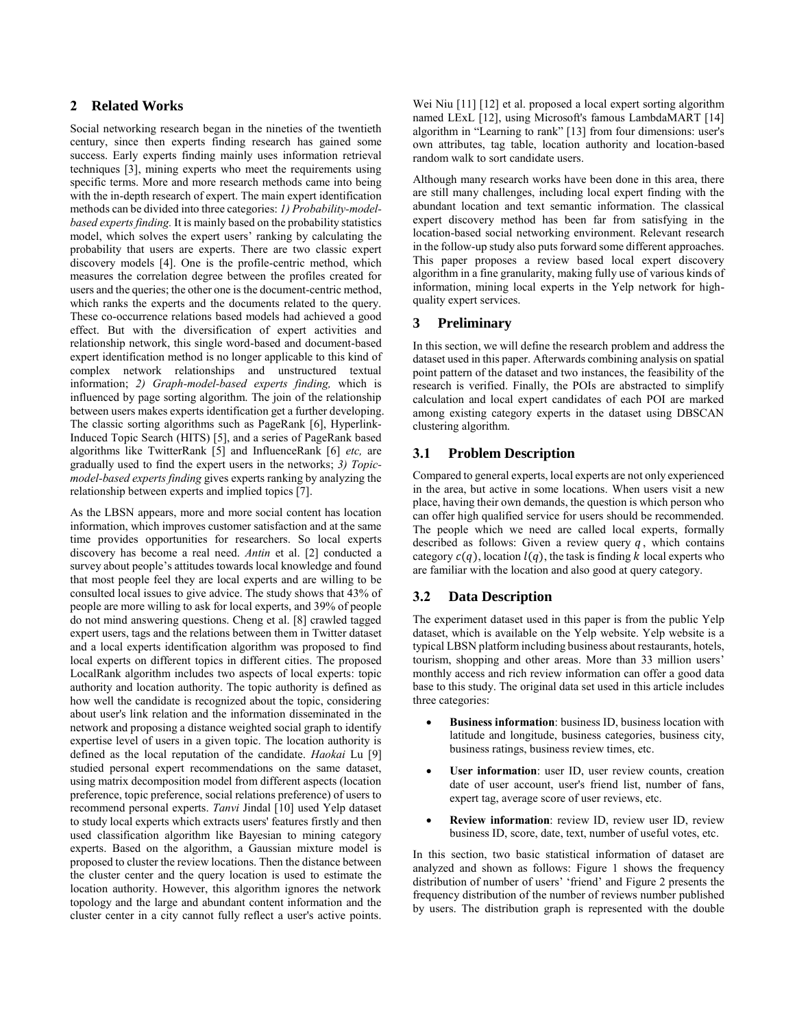## 2 Related Works

Social networking research began in the nineties of the twentieth century, since then experts finding research has gained some success. Early experts finding mainly uses information retrieval techniques [3], mining experts who meet the requirements using specific terms. More and more research methods came into being with the in-depth research of expert. The main expert identification methods can be divided into three categories: *1) Probability-model-based experts finding.* It is mainly based on the probability statistics model, which solves the expert users' ranking by calculating the probability that users are experts. There are two classic expert discovery models [4]. One is the profile-centric method, which measures the correlation degree between the profiles created for users and the queries; the other one is the document-centric method, which ranks the experts and the documents related to the query. These co-occurrence relations based models had achieved a good effect. But with the diversification of expert activities and relationship network, this single word-based and document-based expert identification method is no longer applicable to this kind of complex network relationships and unstructured textual information; *2) Graph-model-based experts finding,* which is influenced by page sorting algorithm. The join of the relationship between users makes experts identification get a further developing. The classic sorting algorithms such as PageRank [6], Hyperlink-Induced Topic Search (HITS) [5], and a series of PageRank based algorithms like TwitterRank [5] and InfluenceRank [6] *etc,* are gradually used to find the expert users in the networks; *3) Topic-model-based experts finding* gives experts ranking by analyzing the relationship between experts and implied topics [7].

As the LBSN appears, more and more social content has location information, which improves customer satisfaction and at the same time provides opportunities for researchers. So local experts discovery has become a real need. *Antin* et al. [2] conducted a survey about people's attitudes towards local knowledge and found that most people feel they are local experts and are willing to be consulted local issues to give advice. The study shows that 43% of people are more willing to ask for local experts, and 39% of people do not mind answering questions. Cheng et al. [8] crawled tagged expert users, tags and the relations between them in Twitter dataset and a local experts identification algorithm was proposed to find local experts on different topics in different cities. The proposed LocalRank algorithm includes two aspects of local experts: topic authority and location authority. The topic authority is defined as how well the candidate is recognized about the topic, considering about user's link relation and the information disseminated in the network and proposing a distance weighted social graph to identify expertise level of users in a given topic. The location authority is defined as the local reputation of the candidate. *Haokai* Lu [9] studied personal expert recommendations on the same dataset, using matrix decomposition model from different aspects (location preference, topic preference, social relations preference) of users to recommend personal experts. *Tanvi* Jindal [10] used Yelp dataset to study local experts which extracts users' features firstly and then used classification algorithm like Bayesian to mining category experts. Based on the algorithm, a Gaussian mixture model is proposed to cluster the review locations. Then the distance between the cluster center and the query location is used to estimate the location authority. However, this algorithm ignores the network topology and the large and abundant content information and the cluster center in a city cannot fully reflect a user's active points. Wei Niu [11] [12] et al. proposed a local expert sorting algorithm named LExL [12], using Microsoft's famous LambdaMART [14] algorithm in "Learning to rank" [13] from four dimensions: user's own attributes, tag table, location authority and location-based random walk to sort candidate users.

Although many research works have been done in this area, there are still many challenges, including local expert finding with the abundant location and text semantic information. The classical expert discovery method has been far from satisfying in the location-based social networking environment. Relevant research in the follow-up study also puts forward some different approaches. This paper proposes a review based local expert discovery algorithm in a fine granularity, making fully use of various kinds of information, mining local experts in the Yelp network for high-quality expert services.

## 3 Preliminary

In this section, we will define the research problem and address the dataset used in this paper. Afterwards combining analysis on spatial point pattern of the dataset and two instances, the feasibility of the research is verified. Finally, the POIs are abstracted to simplify calculation and local expert candidates of each POI are marked among existing category experts in the dataset using DBSCAN clustering algorithm.

### 3.1 Problem Description

Compared to general experts, local experts are not only experienced in the area, but active in some locations. When users visit a new place, having their own demands, the question is which person who can offer high qualified service for users should be recommended. The people which we need are called local experts, formally described as follows: Given a review query $q$, which contains category $c(q)$, location $l(q)$, the task is finding $k$ local experts who are familiar with the location and also good at query category.

### 3.2 Data Description

The experiment dataset used in this paper is from the public Yelp dataset, which is available on the Yelp website. Yelp website is a typical LBSN platform including business about restaurants, hotels, tourism, shopping and other areas. More than 33 million users' monthly access and rich review information can offer a good data base to this study. The original data set used in this article includes three categories:

- **Business information**: business ID, business location with latitude and longitude, business categories, business city, business ratings, business review times, etc.
- **User information**: user ID, user review counts, creation date of user account, user's friend list, number of fans, expert tag, average score of user reviews, etc.
- **Review information**: review ID, review user ID, review business ID, score, date, text, number of useful votes, etc.

In this section, two basic statistical information of dataset are analyzed and shown as follows: Figure 1 shows the frequency distribution of number of users' 'friend' and Figure 2 presents the frequency distribution of the number of reviews number published by users. The distribution graph is represented with the double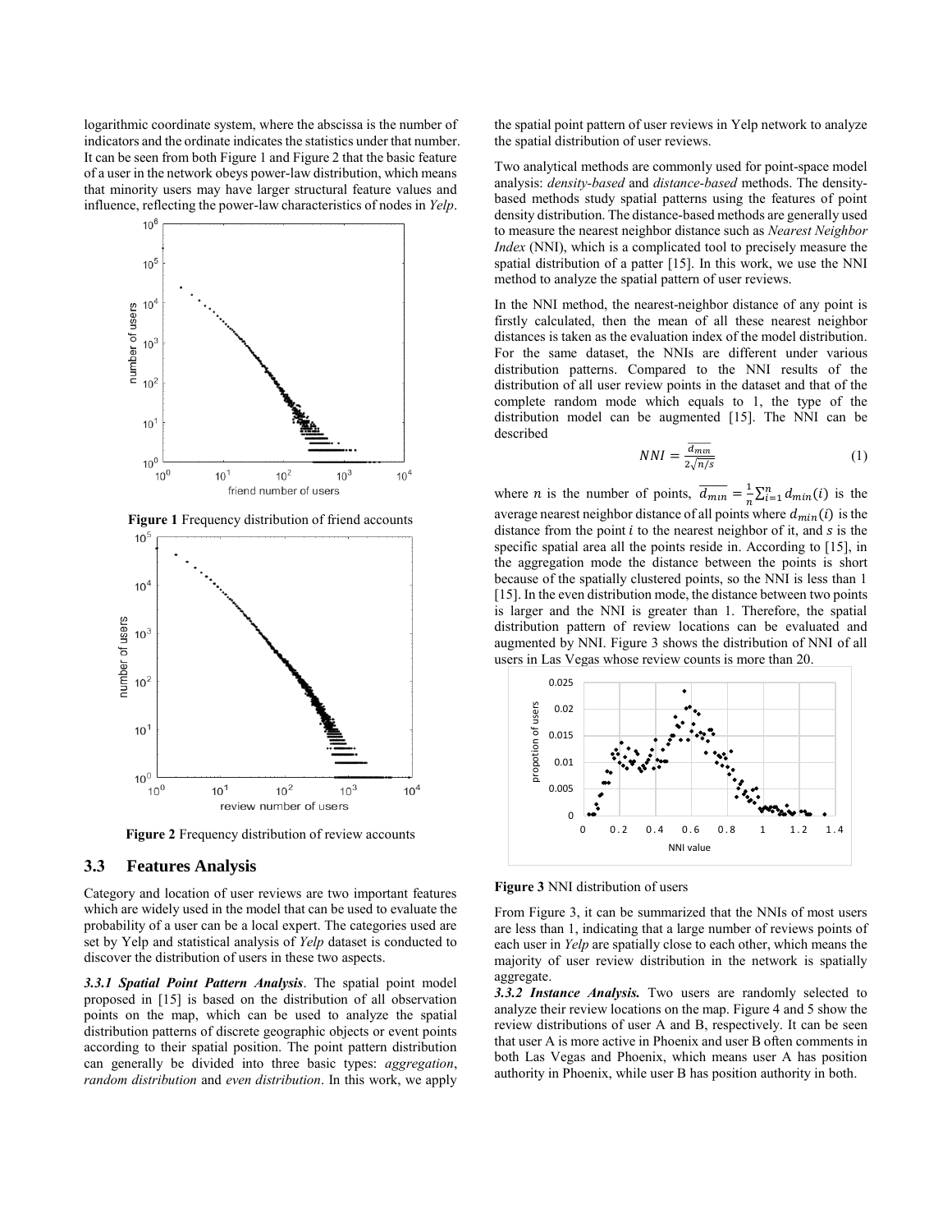logarithmic coordinate system, where the abscissa is the number of indicators and the ordinate indicates the statistics under that number. It can be seen from both Figure 1 and Figure 2 that the basic feature of a user in the network obeys power-law distribution, which means that minority users may have larger structural feature values and influence, reflecting the power-law characteristics of nodes in *Yelp*.

**Figure 1** Frequency distribution of friend accounts

**Figure 2** Frequency distribution of review accounts

## 3.3 Features Analysis

Category and location of user reviews are two important features which are widely used in the model that can be used to evaluate the probability of a user can be a local expert. The categories used are set by Yelp and statistical analysis of *Yelp* dataset is conducted to discover the distribution of users in these two aspects.

***3.3.1 Spatial Point Pattern Analysis***. The spatial point model proposed in [15] is based on the distribution of all observation points on the map, which can be used to analyze the spatial distribution patterns of discrete geographic objects or event points according to their spatial position. The point pattern distribution can generally be divided into three basic types: *aggregation*, *random distribution* and *even distribution*. In this work, we apply the spatial point pattern of user reviews in Yelp network to analyze the spatial distribution of user reviews.

Two analytical methods are commonly used for point-space model analysis: *density-based* and *distance-based* methods. The density-based methods study spatial patterns using the features of point density distribution. The distance-based methods are generally used to measure the nearest neighbor distance such as *Nearest Neighbor Index* (NNI), which is a complicated tool to precisely measure the spatial distribution of a patter [15]. In this work, we use the NNI method to analyze the spatial pattern of user reviews.

In the NNI method, the nearest-neighbor distance of any point is firstly calculated, then the mean of all these nearest neighbor distances is taken as the evaluation index of the model distribution. For the same dataset, the NNIs are different under various distribution patterns. Compared to the NNI results of the distribution of all user review points in the dataset and that of the complete random mode which equals to 1, the type of the distribution model can be augmented [15]. The NNI can be described

$$NNI = \frac{\overline{d_{min}}}{2\sqrt{n/s}} \tag{1}$$

where $n$ is the number of points, $\overline{d_{min}} = \frac{1}{n}\sum_{i=1}^{n} d_{min}(i)$ is the average nearest neighbor distance of all points where $d_{min}(i)$ is the distance from the point $i$ to the nearest neighbor of it, and $s$ is the specific spatial area all the points reside in. According to [15], in the aggregation mode the distance between the points is short because of the spatially clustered points, so the NNI is less than 1 [15]. In the even distribution mode, the distance between two points is larger and the NNI is greater than 1. Therefore, the spatial distribution pattern of review locations can be evaluated and augmented by NNI. Figure 3 shows the distribution of NNI of all users in Las Vegas whose review counts is more than 20.

**Figure 3** NNI distribution of users

From Figure 3, it can be summarized that the NNIs of most users are less than 1, indicating that a large number of reviews points of each user in *Yelp* are spatially close to each other, which means the majority of user review distribution in the network is spatially aggregate.

***3.3.2 Instance Analysis.*** Two users are randomly selected to analyze their review locations on the map. Figure 4 and 5 show the review distributions of user A and B, respectively. It can be seen that user A is more active in Phoenix and user B often comments in both Las Vegas and Phoenix, which means user A has position authority in Phoenix, while user B has position authority in both.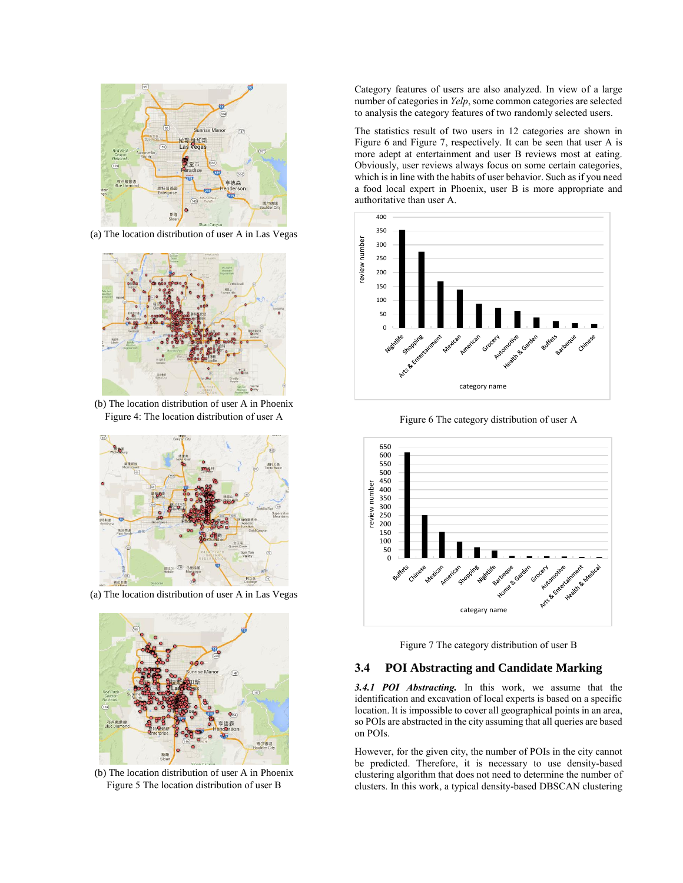(a) The location distribution of user A in Las Vegas

(b) The location distribution of user A in Phoenix

Figure 4: The location distribution of user A

(a) The location distribution of user A in Las Vegas

(b) The location distribution of user A in Phoenix

Figure 5 The location distribution of user B

Category features of users are also analyzed. In view of a large number of categories in *Yelp*, some common categories are selected to analysis the category features of two randomly selected users.

The statistics result of two users in 12 categories are shown in Figure 6 and Figure 7, respectively. It can be seen that user A is more adept at entertainment and user B reviews most at eating. Obviously, user reviews always focus on some certain categories, which is in line with the habits of user behavior. Such as if you need a food local expert in Phoenix, user B is more appropriate and authoritative than user A.

Figure 6 The category distribution of user A

Figure 7 The category distribution of user B

## 3.4 POI Abstracting and Candidate Marking

***3.4.1 POI Abstracting.*** In this work, we assume that the identification and excavation of local experts is based on a specific location. It is impossible to cover all geographical points in an area, so POIs are abstracted in the city assuming that all queries are based on POIs.

However, for the given city, the number of POIs in the city cannot be predicted. Therefore, it is necessary to use density-based clustering algorithm that does not need to determine the number of clusters. In this work, a typical density-based DBSCAN clustering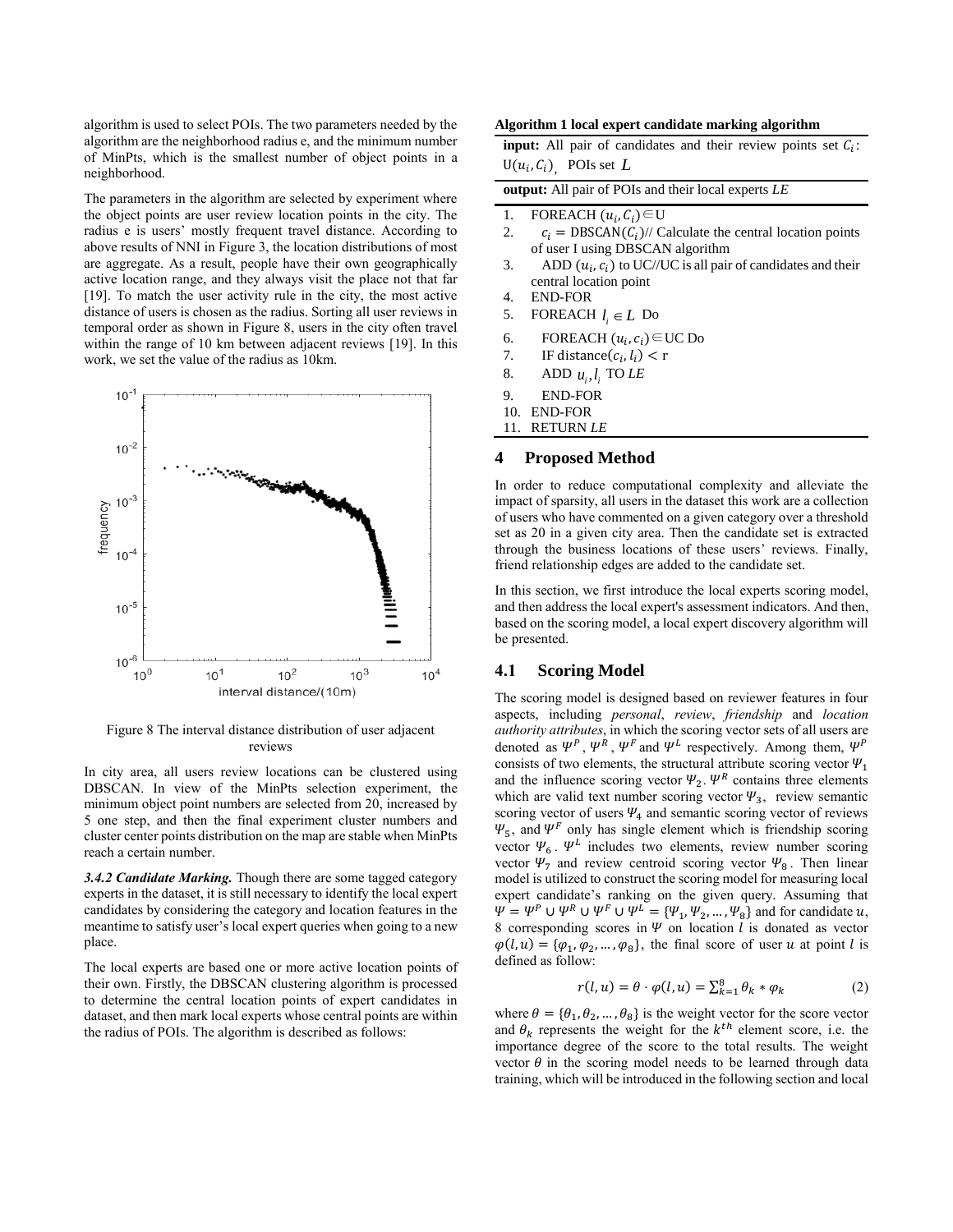algorithm is used to select POIs. The two parameters needed by the algorithm are the neighborhood radius e, and the minimum number of MinPts, which is the smallest number of object points in a neighborhood.

The parameters in the algorithm are selected by experiment where the object points are user review location points in the city. The radius e is users' mostly frequent travel distance. According to above results of NNI in Figure 3, the location distributions of most are aggregate. As a result, people have their own geographically active location range, and they always visit the place not that far [19]. To match the user activity rule in the city, the most active distance of users is chosen as the radius. Sorting all user reviews in temporal order as shown in Figure 8, users in the city often travel within the range of 10 km between adjacent reviews [19]. In this work, we set the value of the radius as 10km.

Figure 8 The interval distance distribution of user adjacent reviews

In city area, all users review locations can be clustered using DBSCAN. In view of the MinPts selection experiment, the minimum object point numbers are selected from 20, increased by 5 one step, and then the final experiment cluster numbers and cluster center points distribution on the map are stable when MinPts reach a certain number.

***3.4.2 Candidate Marking.*** Though there are some tagged category experts in the dataset, it is still necessary to identify the local expert candidates by considering the category and location features in the meantime to satisfy user's local expert queries when going to a new place.

The local experts are based one or more active location points of their own. Firstly, the DBSCAN clustering algorithm is processed to determine the central location points of expert candidates in dataset, and then mark local experts whose central points are within the radius of POIs. The algorithm is described as follows:

**Algorithm 1 local expert candidate marking algorithm**

**input:** All pair of candidates and their review points set $C_i$: $\mathrm{U}(u_i, C_i)$, POIs set $L$

**output:** All pair of POIs and their local experts *LE*

1. FOREACH $(u_i, C_i) \in \mathrm{U}$
2. $c_i = \mathrm{DBSCAN}(C_i)$// Calculate the central location points of user I using DBSCAN algorithm
3. ADD $(u_i, c_i)$ to UC//UC is all pair of candidates and their central location point
4. END-FOR
5. FOREACH $l_i \in L$ Do
6. FOREACH $(u_i, c_i) \in \mathrm{UC}$ Do
7. IF distance$(c_i, l_i) < \mathrm{r}$
8. ADD $u_i, l_i$ TO *LE*
9. END-FOR
10. END-FOR
11. RETURN *LE*

## 4 Proposed Method

In order to reduce computational complexity and alleviate the impact of sparsity, all users in the dataset this work are a collection of users who have commented on a given category over a threshold set as 20 in a given city area. Then the candidate set is extracted through the business locations of these users' reviews. Finally, friend relationship edges are added to the candidate set.

In this section, we first introduce the local experts scoring model, and then address the local expert's assessment indicators. And then, based on the scoring model, a local expert discovery algorithm will be presented.

### 4.1 Scoring Model

The scoring model is designed based on reviewer features in four aspects, including *personal*, *review*, *friendship* and *location authority attributes*, in which the scoring vector sets of all users are denoted as $\Psi^P$, $\Psi^R$, $\Psi^F$ and $\Psi^L$ respectively. Among them, $\Psi^P$ consists of two elements, the structural attribute scoring vector $\Psi_1$ and the influence scoring vector $\Psi_2$. $\Psi^R$ contains three elements which are valid text number scoring vector $\Psi_3$, review semantic scoring vector of users $\Psi_4$ and semantic scoring vector of reviews $\Psi_5$, and $\Psi^F$ only has single element which is friendship scoring vector $\Psi_6$. $\Psi^L$ includes two elements, review number scoring vector $\Psi_7$ and review centroid scoring vector $\Psi_8$. Then linear model is utilized to construct the scoring model for measuring local expert candidate's ranking on the given query. Assuming that $\Psi = \Psi^P \cup \Psi^R \cup \Psi^F \cup \Psi^L = \{\Psi_1, \Psi_2, \ldots, \Psi_8\}$ and for candidate $u$, 8 corresponding scores in $\Psi$ on location $l$ is donated as vector $\varphi(l,u) = \{\varphi_1, \varphi_2, \ldots, \varphi_8\}$, the final score of user $u$ at point $l$ is defined as follow:

$$r(l,u) = \theta \cdot \varphi(l,u) = \sum_{k=1}^{8} \theta_k * \varphi_k \tag{2}$$

where $\theta = \{\theta_1, \theta_2, \ldots, \theta_8\}$ is the weight vector for the score vector and $\theta_k$ represents the weight for the $k^{th}$ element score, i.e. the importance degree of the score to the total results. The weight vector $\theta$ in the scoring model needs to be learned through data training, which will be introduced in the following section and local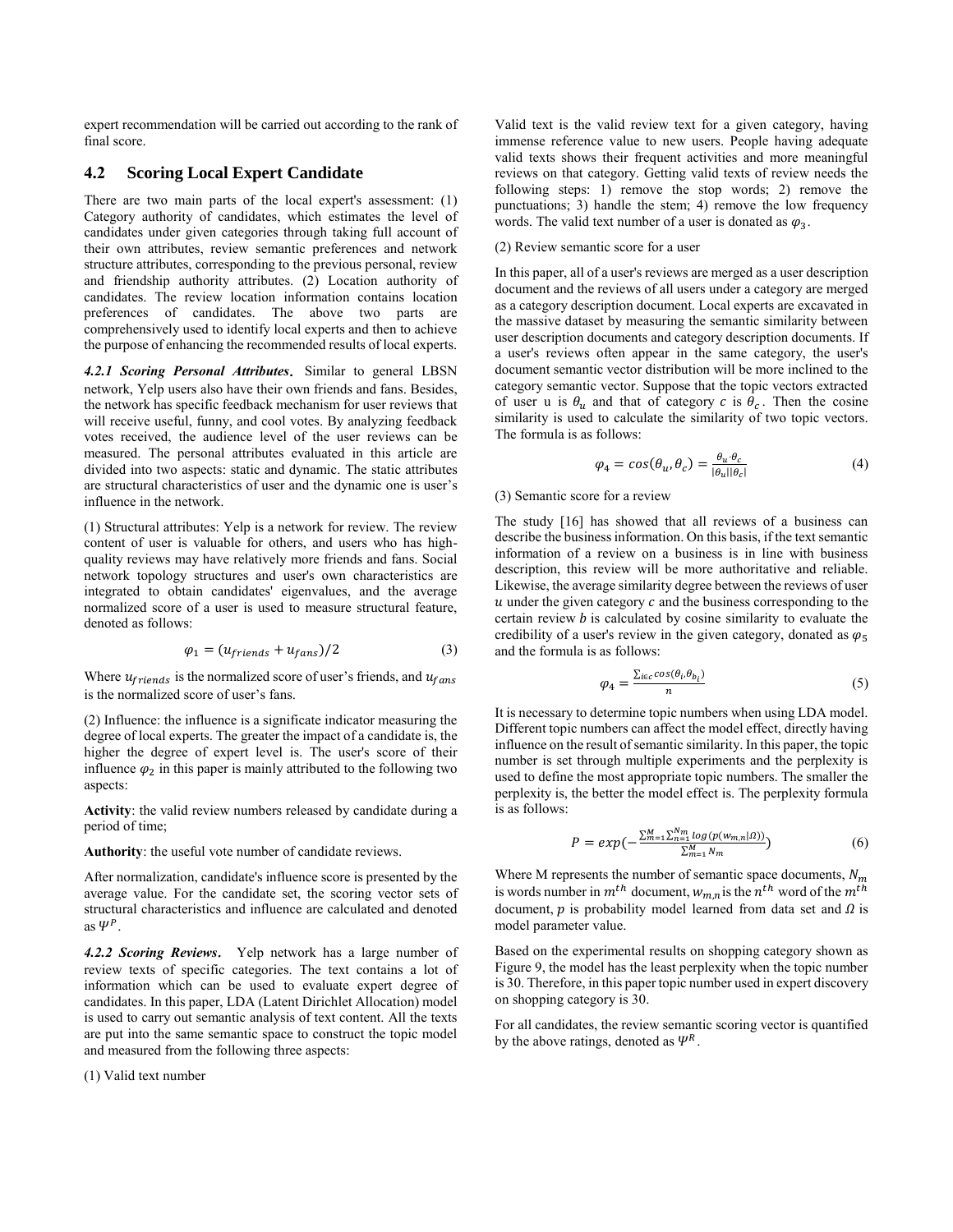expert recommendation will be carried out according to the rank of final score.

## 4.2 Scoring Local Expert Candidate

There are two main parts of the local expert's assessment: (1) Category authority of candidates, which estimates the level of candidates under given categories through taking full account of their own attributes, review semantic preferences and network structure attributes, corresponding to the previous personal, review and friendship authority attributes. (2) Location authority of candidates. The review location information contains location preferences of candidates. The above two parts are comprehensively used to identify local experts and then to achieve the purpose of enhancing the recommended results of local experts.

***4.2.1 Scoring Personal Attributes.*** Similar to general LBSN network, Yelp users also have their own friends and fans. Besides, the network has specific feedback mechanism for user reviews that will receive useful, funny, and cool votes. By analyzing feedback votes received, the audience level of the user reviews can be measured. The personal attributes evaluated in this article are divided into two aspects: static and dynamic. The static attributes are structural characteristics of user and the dynamic one is user's influence in the network.

(1) Structural attributes: Yelp is a network for review. The review content of user is valuable for others, and users who has high-quality reviews may have relatively more friends and fans. Social network topology structures and user's own characteristics are integrated to obtain candidates' eigenvalues, and the average normalized score of a user is used to measure structural feature, denoted as follows:

$$\varphi_1 = (u_{friends} + u_{fans})/2 \tag{3}$$

Where $u_{friends}$ is the normalized score of user's friends, and $u_{fans}$ is the normalized score of user's fans.

(2) Influence: the influence is a significate indicator measuring the degree of local experts. The greater the impact of a candidate is, the higher the degree of expert level is. The user's score of their influence $\varphi_2$ in this paper is mainly attributed to the following two aspects:

**Activity**: the valid review numbers released by candidate during a period of time;

**Authority**: the useful vote number of candidate reviews.

After normalization, candidate's influence score is presented by the average value. For the candidate set, the scoring vector sets of structural characteristics and influence are calculated and denoted as $\Psi^P$.

***4.2.2 Scoring Reviews.*** Yelp network has a large number of review texts of specific categories. The text contains a lot of information which can be used to evaluate expert degree of candidates. In this paper, LDA (Latent Dirichlet Allocation) model is used to carry out semantic analysis of text content. All the texts are put into the same semantic space to construct the topic model and measured from the following three aspects:

(1) Valid text number

Valid text is the valid review text for a given category, having immense reference value to new users. People having adequate valid texts shows their frequent activities and more meaningful reviews on that category. Getting valid texts of review needs the following steps: 1) remove the stop words; 2) remove the punctuations; 3) handle the stem; 4) remove the low frequency words. The valid text number of a user is donated as $\varphi_3$.

(2) Review semantic score for a user

In this paper, all of a user's reviews are merged as a user description document and the reviews of all users under a category are merged as a category description document. Local experts are excavated in the massive dataset by measuring the semantic similarity between user description documents and category description documents. If a user's reviews often appear in the same category, the user's document semantic vector distribution will be more inclined to the category semantic vector. Suppose that the topic vectors extracted of user u is $\theta_u$ and that of category $c$ is $\theta_c$. Then the cosine similarity is used to calculate the similarity of two topic vectors. The formula is as follows:

$$\varphi_4 = cos(\theta_u, \theta_c) = \frac{\theta_u \cdot \theta_c}{|\theta_u||\theta_c|} \tag{4}$$

(3) Semantic score for a review

The study [16] has showed that all reviews of a business can describe the business information. On this basis, if the text semantic information of a review on a business is in line with business description, this review will be more authoritative and reliable. Likewise, the average similarity degree between the reviews of user $u$ under the given category $c$ and the business corresponding to the certain review $b$ is calculated by cosine similarity to evaluate the credibility of a user's review in the given category, donated as $\varphi_5$ and the formula is as follows:

$$\varphi_4 = \frac{\sum_{i \in c} cos(\theta_i, \theta_{b_i})}{n} \tag{5}$$

It is necessary to determine topic numbers when using LDA model. Different topic numbers can affect the model effect, directly having influence on the result of semantic similarity. In this paper, the topic number is set through multiple experiments and the perplexity is used to define the most appropriate topic numbers. The smaller the perplexity is, the better the model effect is. The perplexity formula is as follows:

$$P = exp(-\frac{\sum_{m=1}^{M}\sum_{n=1}^{N_m} log(p(w_{m,n}|\Omega))}{\sum_{m=1}^{M} N_m}) \tag{6}$$

Where M represents the number of semantic space documents, $N_m$ is words number in $m^{th}$ document, $w_{m,n}$ is the $n^{th}$ word of the $m^{th}$ document, $p$ is probability model learned from data set and $\Omega$ is model parameter value.

Based on the experimental results on shopping category shown as Figure 9, the model has the least perplexity when the topic number is 30. Therefore, in this paper topic number used in expert discovery on shopping category is 30.

For all candidates, the review semantic scoring vector is quantified by the above ratings, denoted as $\Psi^R$.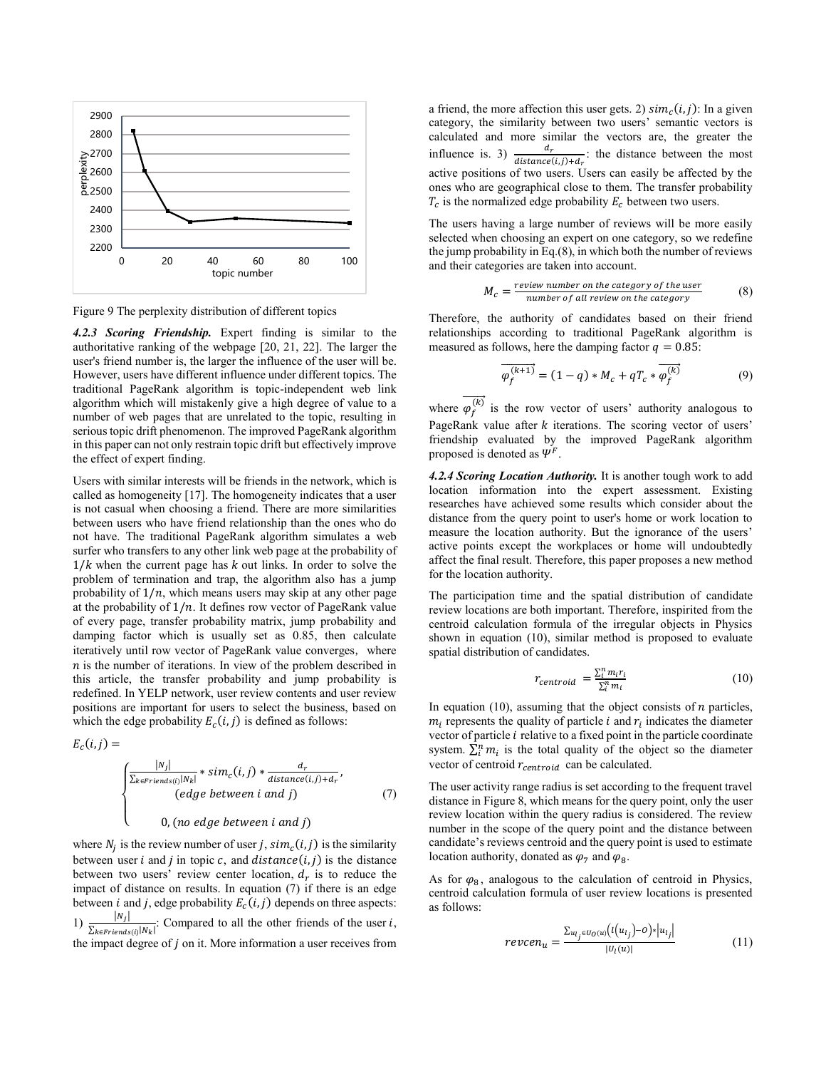Figure 9 The perplexity distribution of different topics

***4.2.3 Scoring Friendship.*** Expert finding is similar to the authoritative ranking of the webpage [20, 21, 22]. The larger the user's friend number is, the larger the influence of the user will be. However, users have different influence under different topics. The traditional PageRank algorithm is topic-independent web link algorithm which will mistakenly give a high degree of value to a number of web pages that are unrelated to the topic, resulting in serious topic drift phenomenon. The improved PageRank algorithm in this paper can not only restrain topic drift but effectively improve the effect of expert finding.

Users with similar interests will be friends in the network, which is called as homogeneity [17]. The homogeneity indicates that a user is not casual when choosing a friend. There are more similarities between users who have friend relationship than the ones who do not have. The traditional PageRank algorithm simulates a web surfer who transfers to any other link web page at the probability of $1/k$ when the current page has $k$ out links. In order to solve the problem of termination and trap, the algorithm also has a jump probability of $1/n$, which means users may skip at any other page at the probability of $1/n$. It defines row vector of PageRank value of every page, transfer probability matrix, jump probability and damping factor which is usually set as 0.85, then calculate iteratively until row vector of PageRank value converges, where $n$ is the number of iterations. In view of the problem described in this article, the transfer probability and jump probability is redefined. In YELP network, user review contents and user review positions are important for users to select the business, based on which the edge probability $E_c(i,j)$ is defined as follows:

$$E_c(i,j) = \begin{cases} \frac{|N_j|}{\sum_{k \in Friends(i)} |N_k|} * sim_c(i,j) * \frac{d_r}{distance(i,j)+d_r}, \\ \quad (edge\ between\ i\ and\ j) \\ 0, (no\ edge\ between\ i\ and\ j) \end{cases} \tag{7}$$

where $N_j$ is the review number of user $j$, $sim_c(i,j)$ is the similarity between user $i$ and $j$ in topic $c$, and $distance(i,j)$ is the distance between two users' review center location, $d_r$ is to reduce the impact of distance on results. In equation (7) if there is an edge between $i$ and $j$, edge probability $E_c(i,j)$ depends on three aspects: 1) $\frac{|N_j|}{\sum_{k \in Friends(i)} |N_k|}$: Compared to all the other friends of the user $i$, the impact degree of $j$ on it. More information a user receives from a friend, the more affection this user gets. 2) $sim_c(i,j)$: In a given category, the similarity between two users' semantic vectors is calculated and more similar the vectors are, the greater the influence is. 3) $\frac{d_r}{distance(i,j)+d_r}$: the distance between the most active positions of two users. Users can easily be affected by the ones who are geographical close to them. The transfer probability $T_c$ is the normalized edge probability $E_c$ between two users.

The users having a large number of reviews will be more easily selected when choosing an expert on one category, so we redefine the jump probability in Eq.(8), in which both the number of reviews and their categories are taken into account.

$$M_c = \frac{review\ number\ on\ the\ category\ of\ the\ user}{number\ of\ all\ review\ on\ the\ category} \tag{8}$$

Therefore, the authority of candidates based on their friend relationships according to traditional PageRank algorithm is measured as follows, here the damping factor $q = 0.85$:

$$\overrightarrow{\varphi_f^{(k+1)}} = (1-q) * M_c + qT_c * \overrightarrow{\varphi_f^{(k)}} \tag{9}$$

where $\overrightarrow{\varphi_f^{(k)}}$ is the row vector of users' authority analogous to PageRank value after $k$ iterations. The scoring vector of users' friendship evaluated by the improved PageRank algorithm proposed is denoted as $\Psi^F$.

***4.2.4 Scoring Location Authority.*** It is another tough work to add location information into the expert assessment. Existing researches have achieved some results which consider about the distance from the query point to user's home or work location to measure the location authority. But the ignorance of the users' active points except the workplaces or home will undoubtedly affect the final result. Therefore, this paper proposes a new method for the location authority.

The participation time and the spatial distribution of candidate review locations are both important. Therefore, inspirited from the centroid calculation formula of the irregular objects in Physics shown in equation (10), similar method is proposed to evaluate spatial distribution of candidates.

$$r_{centroid} = \frac{\sum_i^n m_i r_i}{\sum_i^n m_i} \tag{10}$$

In equation (10), assuming that the object consists of $n$ particles, $m_i$ represents the quality of particle $i$ and $r_i$ indicates the diameter vector of particle $i$ relative to a fixed point in the particle coordinate system. $\sum_i^n m_i$ is the total quality of the object so the diameter vector of centroid $r_{centroid}$ can be calculated.

The user activity range radius is set according to the frequent travel distance in Figure 8, which means for the query point, only the user review location within the query radius is considered. The review number in the scope of the query point and the distance between candidate's reviews centroid and the query point is used to estimate location authority, donated as $\varphi_7$ and $\varphi_8$.

As for $\varphi_8$, analogous to the calculation of centroid in Physics, centroid calculation formula of user review locations is presented as follows:

$$revcen_u = \frac{\sum_{u_{l_j} \in U_O(u)} \left( l(u_{l_j}) - O \right) * |u_{l_j}|}{|U_l(u)|} \tag{11}$$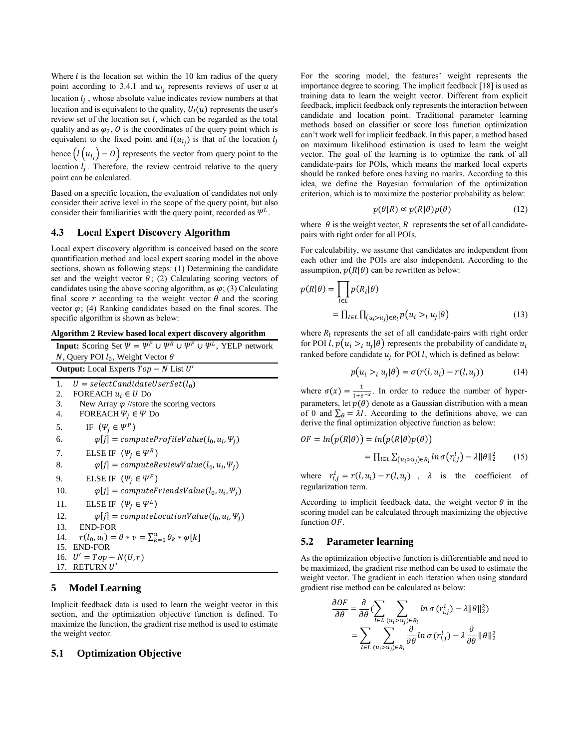Where $l$ is the location set within the 10 km radius of the query point according to 3.4.1 and $u_{l_j}$ represents reviews of user $u$ at location $l_j$ , whose absolute value indicates review numbers at that location and is equivalent to the quality, $U_l(u)$ represents the user's review set of the location set $l$, which can be regarded as the total quality and as $\varphi_7$, $O$ is the coordinates of the query point which is equivalent to the fixed point and $l(u_{l_j})$ is that of the location $l_j$ hence $\left(l\left(u_{l_j}\right) - O\right)$ represents the vector from query point to the location $l_j$. Therefore, the review centroid relative to the query point can be calculated.

Based on a specific location, the evaluation of candidates not only consider their active level in the scope of the query point, but also consider their familiarities with the query point, recorded as $\Psi^L$.

### 4.3 Local Expert Discovery Algorithm

Local expert discovery algorithm is conceived based on the score quantification method and local expert scoring model in the above sections, shown as following steps: (1) Determining the candidate set and the weight vector $\theta$; (2) Calculating scoring vectors of candidates using the above scoring algorithm, as $\varphi$; (3) Calculating final score $r$ according to the weight vector $\theta$ and the scoring vector $\varphi$; (4) Ranking candidates based on the final scores. The specific algorithm is shown as below:

**Algorithm 2 Review based local expert discovery algorithm**

**Input:** Scoring Set $\Psi = \Psi^P \cup \Psi^R \cup \Psi^F \cup \Psi^L$, YELP network $N$, Query POI $l_0$, Weight Vector $\theta$

**Output:** Local Experts $Top - N$ List $U'$

```
1.  U = selectCandidateUserSet(l_0)
2.  FOREACH u_i ∈ U Do
3.     New Array φ //store the scoring vectors
4.     FOREACH Ψ_j ∈ Ψ Do
5.        IF (Ψ_j ∈ Ψ^P)
6.           φ[j] = computeProfileValue(l_0, u_i, Ψ_j)
7.        ELSE IF (Ψ_j ∈ Ψ^R)
8.           φ[j] = computeReviewValue(l_0, u_i, Ψ_j)
9.        ELSE IF (Ψ_j ∈ Ψ^F)
10.          φ[j] = computeFriendsValue(l_0, u_i, Ψ_j)
11.       ELSE IF (Ψ_j ∈ Ψ^L)
12.          φ[j] = computeLocationValue(l_0, u_i, Ψ_j)
13.    END-FOR
14.    r(l_0, u_i) = θ * v = Σ_{k=1}^{n} θ_k * φ[k]
15. END-FOR
16. U' = Top − N(U, r)
17. RETURN U'
```

## 5 Model Learning

Implicit feedback data is used to learn the weight vector in this section, and the optimization objective function is defined. To maximize the function, the gradient rise method is used to estimate the weight vector.

### 5.1 Optimization Objective

For the scoring model, the features' weight represents the importance degree to scoring. The implicit feedback [18] is used as training data to learn the weight vector. Different from explicit feedback, implicit feedback only represents the interaction between candidate and location point. Traditional parameter learning methods based on classifier or score loss function optimization can't work well for implicit feedback. In this paper, a method based on maximum likelihood estimation is used to learn the weight vector. The goal of the learning is to optimize the rank of all candidate-pairs for POIs, which means the marked local experts should be ranked before ones having no marks. According to this idea, we define the Bayesian formulation of the optimization criterion, which is to maximize the posterior probability as below:

$$p(\theta|R) \propto p(R|\theta)p(\theta) \tag{12}$$

where $\theta$ is the weight vector, $R$ represents the set of all candidate-pairs with right order for all POIs.

For calculability, we assume that candidates are independent from each other and the POIs are also independent. According to the assumption, $p(R|\theta)$ can be rewritten as below:

$$p(R|\theta) = \prod_{l \in L} p(R_l|\theta) = \prod_{l \in L} \prod_{(u_i > u_j) \in R_l} p\left(u_i >_l u_j|\theta\right) \tag{13}$$

where $R_l$ represents the set of all candidate-pairs with right order for POI $l$, $p\left(u_i >_l u_j|\theta\right)$ represents the probability of candidate $u_i$ ranked before candidate $u_j$ for POI $l$, which is defined as below:

$$p\left(u_i >_l u_j|\theta\right) = \sigma(r(l, u_i) - r(l, u_j)) \tag{14}$$

where $\sigma(x) = \frac{1}{1+e^{-x}}$. In order to reduce the number of hyper-parameters, let $p(\theta)$ denote as a Gaussian distribution with a mean of 0 and $\sum_\theta = \lambda I$. According to the definitions above, we can derive the final optimization objective function as below:

$$OF = ln\left(p(R|\theta)\right) = ln\left(p(R|\theta)p(\theta)\right) = \prod_{l \in L} \sum_{(u_i > u_j) \in R_l} ln\, \sigma\left(r_{i,j}^l\right) - \lambda\|\theta\|_2^2 \tag{15}$$

where $r_{i,j}^l = r(l, u_i) - r(l, u_j)$ , $\lambda$ is the coefficient of regularization term.

According to implicit feedback data, the weight vector $\theta$ in the scoring model can be calculated through maximizing the objective function $OF$.

### 5.2 Parameter learning

As the optimization objective function is differentiable and need to be maximized, the gradient rise method can be used to estimate the weight vector. The gradient in each iteration when using standard gradient rise method can be calculated as below:

$$\frac{\partial OF}{\partial \theta} = \frac{\partial}{\partial \theta}\left(\sum_{l \in L} \sum_{(u_i > u_j) \in R_l} ln\, \sigma\left(r_{i,j}^l\right) - \lambda\|\theta\|_2^2\right) = \sum_{l \in L} \sum_{(u_i > u_j) \in R_l} \frac{\partial}{\partial \theta} ln\, \sigma\left(r_{i,j}^l\right) - \lambda \frac{\partial}{\partial \theta}\|\theta\|_2^2$$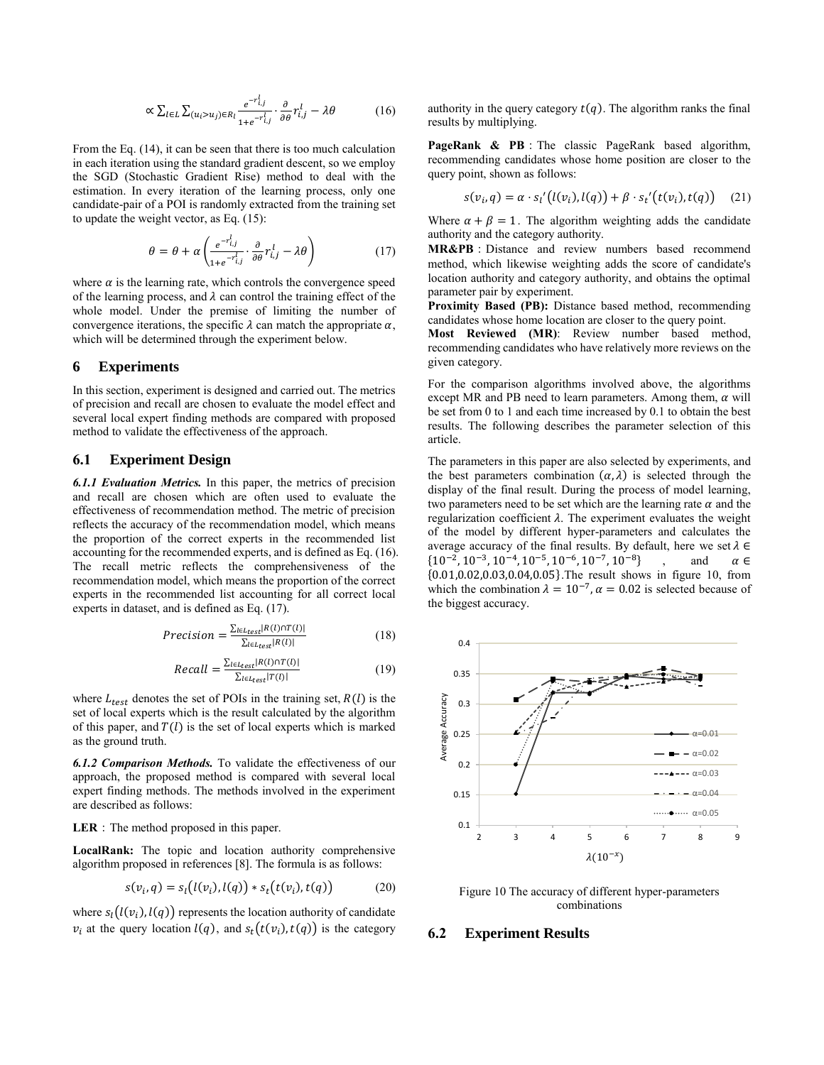$$\propto \sum_{l\in L}\sum_{(u_i>u_j)\in R_l}\frac{e^{-r_{i,j}^l}}{1+e^{-r_{i,j}^l}}\cdot\frac{\partial}{\partial\theta}r_{i,j}^l-\lambda\theta \tag{16}$$

From the Eq. (14), it can be seen that there is too much calculation in each iteration using the standard gradient descent, so we employ the SGD (Stochastic Gradient Rise) method to deal with the estimation. In every iteration of the learning process, only one candidate-pair of a POI is randomly extracted from the training set to update the weight vector, as Eq. (15):

$$\theta=\theta+\alpha\left(\frac{e^{-r_{i,j}^l}}{1+e^{-r_{i,j}^l}}\cdot\frac{\partial}{\partial\theta}r_{i,j}^l-\lambda\theta\right) \tag{17}$$

where $\alpha$ is the learning rate, which controls the convergence speed of the learning process, and $\lambda$ can control the training effect of the whole model. Under the premise of limiting the number of convergence iterations, the specific $\lambda$ can match the appropriate $\alpha$, which will be determined through the experiment below.

## 6 Experiments

In this section, experiment is designed and carried out. The metrics of precision and recall are chosen to evaluate the model effect and several local expert finding methods are compared with proposed method to validate the effectiveness of the approach.

### 6.1 Experiment Design

***6.1.1 Evaluation Metrics.*** In this paper, the metrics of precision and recall are chosen which are often used to evaluate the effectiveness of recommendation method. The metric of precision reflects the accuracy of the recommendation model, which means the proportion of the correct experts in the recommended list accounting for the recommended experts, and is defined as Eq. (16). The recall metric reflects the comprehensiveness of the recommendation model, which means the proportion of the correct experts in the recommended list accounting for all correct local experts in dataset, and is defined as Eq. (17).

$$Precision=\frac{\sum_{l\in L_{test}}|R(l)\cap T(l)|}{\sum_{l\in L_{test}}|R(l)|} \tag{18}$$

$$Recall=\frac{\sum_{l\in L_{test}}|R(l)\cap T(l)|}{\sum_{l\in L_{test}}|T(l)|} \tag{19}$$

where $L_{test}$ denotes the set of POIs in the training set, $R(l)$ is the set of local experts which is the result calculated by the algorithm of this paper, and $T(l)$ is the set of local experts which is marked as the ground truth.

***6.1.2 Comparison Methods.*** To validate the effectiveness of our approach, the proposed method is compared with several local expert finding methods. The methods involved in the experiment are described as follows:

**LER**：The method proposed in this paper.

**LocalRank:** The topic and location authority comprehensive algorithm proposed in references [8]. The formula is as follows:

$$s(v_i,q)=s_l\big(l(v_i),l(q)\big)*s_t\big(t(v_i),t(q)\big) \tag{20}$$

where $s_l\big(l(v_i),l(q)\big)$ represents the location authority of candidate $v_i$ at the query location $l(q)$, and $s_t\big(t(v_i),t(q)\big)$ is the category authority in the query category $t(q)$. The algorithm ranks the final results by multiplying.

**PageRank & PB**：The classic PageRank based algorithm, recommending candidates whose home position are closer to the query point, shown as follows:

$$s(v_i,q)=\alpha\cdot s_l'\big(l(v_i),l(q)\big)+\beta\cdot s_t'\big(t(v_i),t(q)\big) \tag{21}$$

Where $\alpha+\beta=1$. The algorithm weighting adds the candidate authority and the category authority.

**MR&PB**：Distance and review numbers based recommend method, which likewise weighting adds the score of candidate's location authority and category authority, and obtains the optimal parameter pair by experiment.

**Proximity Based (PB):** Distance based method, recommending candidates whose home location are closer to the query point.

**Most Reviewed (MR)**: Review number based method, recommending candidates who have relatively more reviews on the given category.

For the comparison algorithms involved above, the algorithms except MR and PB need to learn parameters. Among them, $\alpha$ will be set from 0 to 1 and each time increased by 0.1 to obtain the best results. The following describes the parameter selection of this article.

The parameters in this paper are also selected by experiments, and the best parameters combination $(\alpha,\lambda)$ is selected through the display of the final result. During the process of model learning, two parameters need to be set which are the learning rate $\alpha$ and the regularization coefficient $\lambda$. The experiment evaluates the weight of the model by different hyper-parameters and calculates the average accuracy of the final results. By default, here we set $\lambda\in\{10^{-2},10^{-3},10^{-4},10^{-5},10^{-6},10^{-7},10^{-8}\}$, and $\alpha\in\{0.01,0.02,0.03,0.04,0.05\}$.The result shows in figure 10, from which the combination $\lambda=10^{-7},\alpha=0.02$ is selected because of the biggest accuracy.

Figure 10 The accuracy of different hyper-parameters combinations

### 6.2 Experiment Results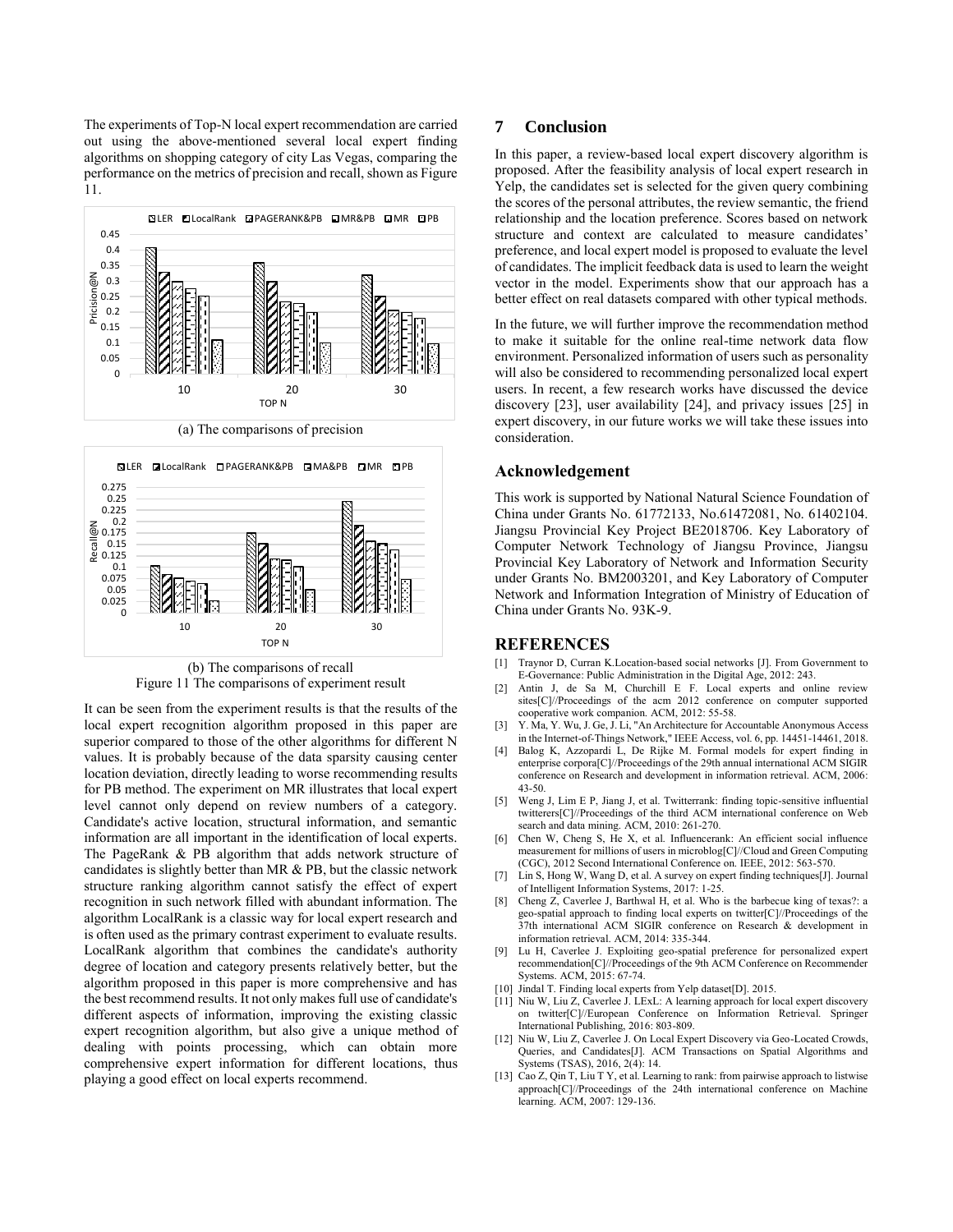The experiments of Top-N local expert recommendation are carried out using the above-mentioned several local expert finding algorithms on shopping category of city Las Vegas, comparing the performance on the metrics of precision and recall, shown as Figure 11.

(a) The comparisons of precision

(b) The comparisons of recall

Figure 11 The comparisons of experiment result

It can be seen from the experiment results is that the results of the local expert recognition algorithm proposed in this paper are superior compared to those of the other algorithms for different N values. It is probably because of the data sparsity causing center location deviation, directly leading to worse recommending results for PB method. The experiment on MR illustrates that local expert level cannot only depend on review numbers of a category. Candidate's active location, structural information, and semantic information are all important in the identification of local experts. The PageRank & PB algorithm that adds network structure of candidates is slightly better than MR & PB, but the classic network structure ranking algorithm cannot satisfy the effect of expert recognition in such network filled with abundant information. The algorithm LocalRank is a classic way for local expert research and is often used as the primary contrast experiment to evaluate results. LocalRank algorithm that combines the candidate's authority degree of location and category presents relatively better, but the algorithm proposed in this paper is more comprehensive and has the best recommend results. It not only makes full use of candidate's different aspects of information, improving the existing classic expert recognition algorithm, but also give a unique method of dealing with points processing, which can obtain more comprehensive expert information for different locations, thus playing a good effect on local experts recommend.

## 7 Conclusion

In this paper, a review-based local expert discovery algorithm is proposed. After the feasibility analysis of local expert research in Yelp, the candidates set is selected for the given query combining the scores of the personal attributes, the review semantic, the friend relationship and the location preference. Scores based on network structure and context are calculated to measure candidates' preference, and local expert model is proposed to evaluate the level of candidates. The implicit feedback data is used to learn the weight vector in the model. Experiments show that our approach has a better effect on real datasets compared with other typical methods.

In the future, we will further improve the recommendation method to make it suitable for the online real-time network data flow environment. Personalized information of users such as personality will also be considered to recommending personalized local expert users. In recent, a few research works have discussed the device discovery [23], user availability [24], and privacy issues [25] in expert discovery, in our future works we will take these issues into consideration.

## Acknowledgement

This work is supported by National Natural Science Foundation of China under Grants No. 61772133, No.61472081, No. 61402104. Jiangsu Provincial Key Project BE2018706. Key Laboratory of Computer Network Technology of Jiangsu Province, Jiangsu Provincial Key Laboratory of Network and Information Security under Grants No. BM2003201, and Key Laboratory of Computer Network and Information Integration of Ministry of Education of China under Grants No. 93K-9.

## REFERENCES

[1] Traynor D, Curran K.Location-based social networks [J]. From Government to E-Governance: Public Administration in the Digital Age, 2012: 243.

[2] Antin J, de Sa M, Churchill E F. Local experts and online review sites[C]//Proceedings of the acm 2012 conference on computer supported cooperative work companion. ACM, 2012: 55-58.

[3] Y. Ma, Y. Wu, J. Ge, J. Li, "An Architecture for Accountable Anonymous Access in the Internet-of-Things Network," IEEE Access, vol. 6, pp. 14451-14461, 2018.

[4] Balog K, Azzopardi L, De Rijke M. Formal models for expert finding in enterprise corpora[C]//Proceedings of the 29th annual international ACM SIGIR conference on Research and development in information retrieval. ACM, 2006: 43-50.

[5] Weng J, Lim E P, Jiang J, et al. Twitterrank: finding topic-sensitive influential twitterers[C]//Proceedings of the third ACM international conference on Web search and data mining. ACM, 2010: 261-270.

[6] Chen W, Cheng S, He X, et al. Influencerank: An efficient social influence measurement for millions of users in microblog[C]//Cloud and Green Computing (CGC), 2012 Second International Conference on. IEEE, 2012: 563-570.

[7] Lin S, Hong W, Wang D, et al. A survey on expert finding techniques[J]. Journal of Intelligent Information Systems, 2017: 1-25.

[8] Cheng Z, Caverlee J, Barthwal H, et al. Who is the barbecue king of texas?: a geo-spatial approach to finding local experts on twitter[C]//Proceedings of the 37th international ACM SIGIR conference on Research & development in information retrieval. ACM, 2014: 335-344.

[9] Lu H, Caverlee J. Exploiting geo-spatial preference for personalized expert recommendation[C]//Proceedings of the 9th ACM Conference on Recommender Systems. ACM, 2015: 67-74.

[10] Jindal T. Finding local experts from Yelp dataset[D]. 2015.

[11] Niu W, Liu Z, Caverlee J. LExL: A learning approach for local expert discovery on twitter[C]//European Conference on Information Retrieval. Springer International Publishing, 2016: 803-809.

[12] Niu W, Liu Z, Caverlee J. On Local Expert Discovery via Geo-Located Crowds, Queries, and Candidates[J]. ACM Transactions on Spatial Algorithms and Systems (TSAS), 2016, 2(4): 14.

[13] Cao Z, Qin T, Liu T Y, et al. Learning to rank: from pairwise approach to listwise approach[C]//Proceedings of the 24th international conference on Machine learning. ACM, 2007: 129-136.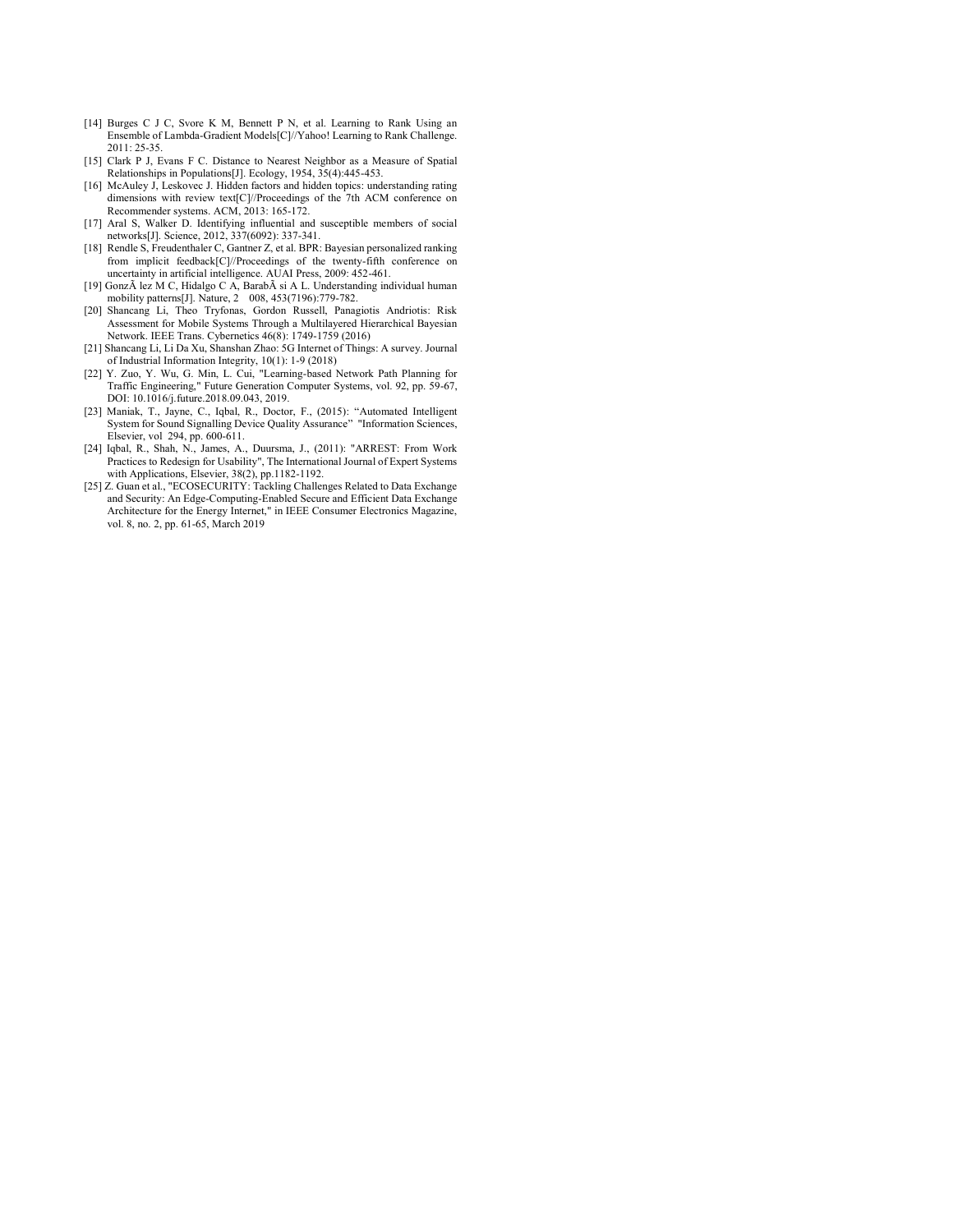[14] Burges C J C, Svore K M, Bennett P N, et al. Learning to Rank Using an Ensemble of Lambda-Gradient Models[C]//Yahoo! Learning to Rank Challenge. 2011: 25-35.

[15] Clark P J, Evans F C. Distance to Nearest Neighbor as a Measure of Spatial Relationships in Populations[J]. Ecology, 1954, 35(4):445-453.

[16] McAuley J, Leskovec J. Hidden factors and hidden topics: understanding rating dimensions with review text[C]//Proceedings of the 7th ACM conference on Recommender systems. ACM, 2013: 165-172.

[17] Aral S, Walker D. Identifying influential and susceptible members of social networks[J]. Science, 2012, 337(6092): 337-341.

[18] Rendle S, Freudenthaler C, Gantner Z, et al. BPR: Bayesian personalized ranking from implicit feedback[C]//Proceedings of the twenty-fifth conference on uncertainty in artificial intelligence. AUAI Press, 2009: 452-461.

[19] GonzÃ lez M C, Hidalgo C A, BarabÃ si A L. Understanding individual human mobility patterns[J]. Nature, 2 008, 453(7196):779-782.

[20] Shancang Li, Theo Tryfonas, Gordon Russell, Panagiotis Andriotis: Risk Assessment for Mobile Systems Through a Multilayered Hierarchical Bayesian Network. IEEE Trans. Cybernetics 46(8): 1749-1759 (2016)

[21] Shancang Li, Li Da Xu, Shanshan Zhao: 5G Internet of Things: A survey. Journal of Industrial Information Integrity, 10(1): 1-9 (2018)

[22] Y. Zuo, Y. Wu, G. Min, L. Cui, "Learning-based Network Path Planning for Traffic Engineering," Future Generation Computer Systems, vol. 92, pp. 59-67, DOI: 10.1016/j.future.2018.09.043, 2019.

[23] Maniak, T., Jayne, C., Iqbal, R., Doctor, F., (2015): "Automated Intelligent System for Sound Signalling Device Quality Assurance" "Information Sciences, Elsevier, vol 294, pp. 600-611.

[24] Iqbal, R., Shah, N., James, A., Duursma, J., (2011): "ARREST: From Work Practices to Redesign for Usability", The International Journal of Expert Systems with Applications, Elsevier, 38(2), pp.1182-1192.

[25] Z. Guan et al., "ECOSECURITY: Tackling Challenges Related to Data Exchange and Security: An Edge-Computing-Enabled Secure and Efficient Data Exchange Architecture for the Energy Internet," in IEEE Consumer Electronics Magazine, vol. 8, no. 2, pp. 61-65, March 2019